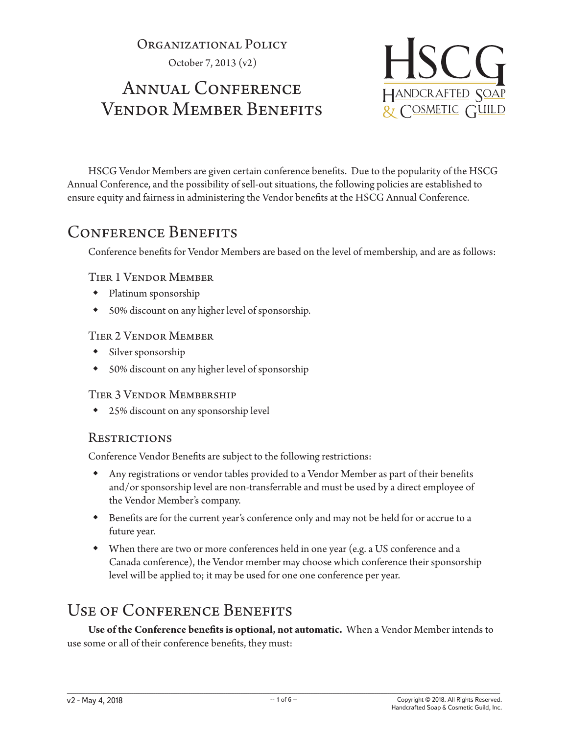Organizational Policy

October 7, 2013 (v2)

# Annual Conference Vendor Member Benefits

HSCG Vendor Members are given certain conference benefits. Due to the popularity of the HSCG Annual Conference, and the possibility of sell-out situations, the following policies are established to ensure equity and fairness in administering the Vendor benefits at the HSCG Annual Conference.

## Conference Benefits

Conference benefits for Vendor Members are based on the level of membership, and are as follows:

### Tier 1 Vendor Member

- Platinum sponsorship
- 50% discount on any higher level of sponsorship.

### Tier 2 Vendor Member

- Silver sponsorship
- 50% discount on any higher level of sponsorship

### Tier 3 Vendor Membership

- 25% discount on any sponsorship level

### Restrictions

Conference Vendor Benefits are subject to the following restrictions:

- Any registrations or vendor tables provided to a Vendor Member as part of their benefits and/or sponsorship level are non-transferrable and must be used by a direct employee of the Vendor Member's company.
- Benefits are for the current year's conference only and may not be held for or accrue to a future year.
- When there are two or more conferences held in one year (e.g. a US conference and a Canada conference), the Vendor member may choose which conference their sponsorship level will be applied to; it may be used for one one conference per year.

## Use of Conference Benefits

**Use of the Conference benefits is optional, not automatic.** When a Vendor Member intends to use some or all of their conference benefits, they must: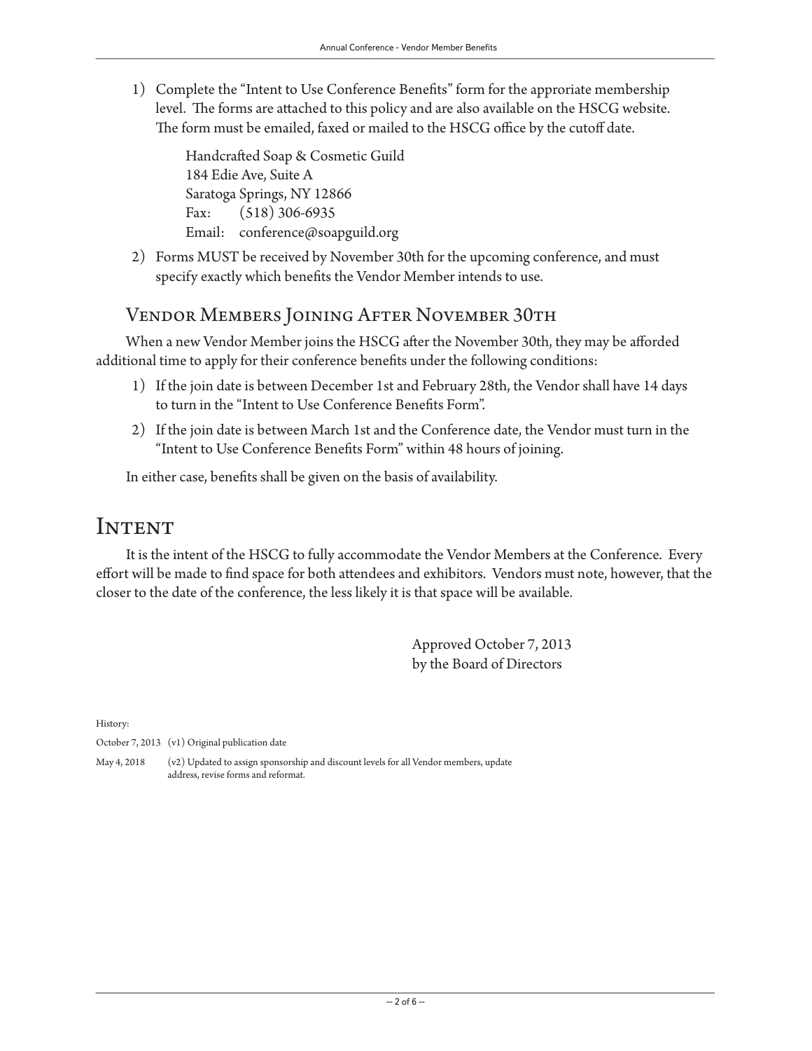1) Complete the "Intent to Use Conference Benefits" form for the approriate membership level. The forms are attached to this policy and are also available on the HSCG website. The form must be emailed, faxed or mailed to the HSCG office by the cutoff date.

   Handcrafted Soap & Cosmetic Guild
   184 Edie Ave, Suite A
   Saratoga Springs, NY 12866
   Fax: (518) 306-6935
   Email: conference@soapguild.org

2) Forms MUST be received by November 30th for the upcoming conference, and must specify exactly which benefits the Vendor Member intends to use.

## Vendor Members Joining After November 30th

When a new Vendor Member joins the HSCG after the November 30th, they may be afforded additional time to apply for their conference benefits under the following conditions:

1) If the join date is between December 1st and February 28th, the Vendor shall have 14 days to turn in the "Intent to Use Conference Benefits Form".
2) If the join date is between March 1st and the Conference date, the Vendor must turn in the "Intent to Use Conference Benefits Form" within 48 hours of joining.

In either case, benefits shall be given on the basis of availability.

# Intent

It is the intent of the HSCG to fully accommodate the Vendor Members at the Conference. Every effort will be made to find space for both attendees and exhibitors. Vendors must note, however, that the closer to the date of the conference, the less likely it is that space will be available.

Approved October 7, 2013
by the Board of Directors

History:

| | |
|---|---|
| October 7, 2013 | (v1) Original publication date |
| May 4, 2018 | (v2) Updated to assign sponsorship and discount levels for all Vendor members, update address, revise forms and reformat. |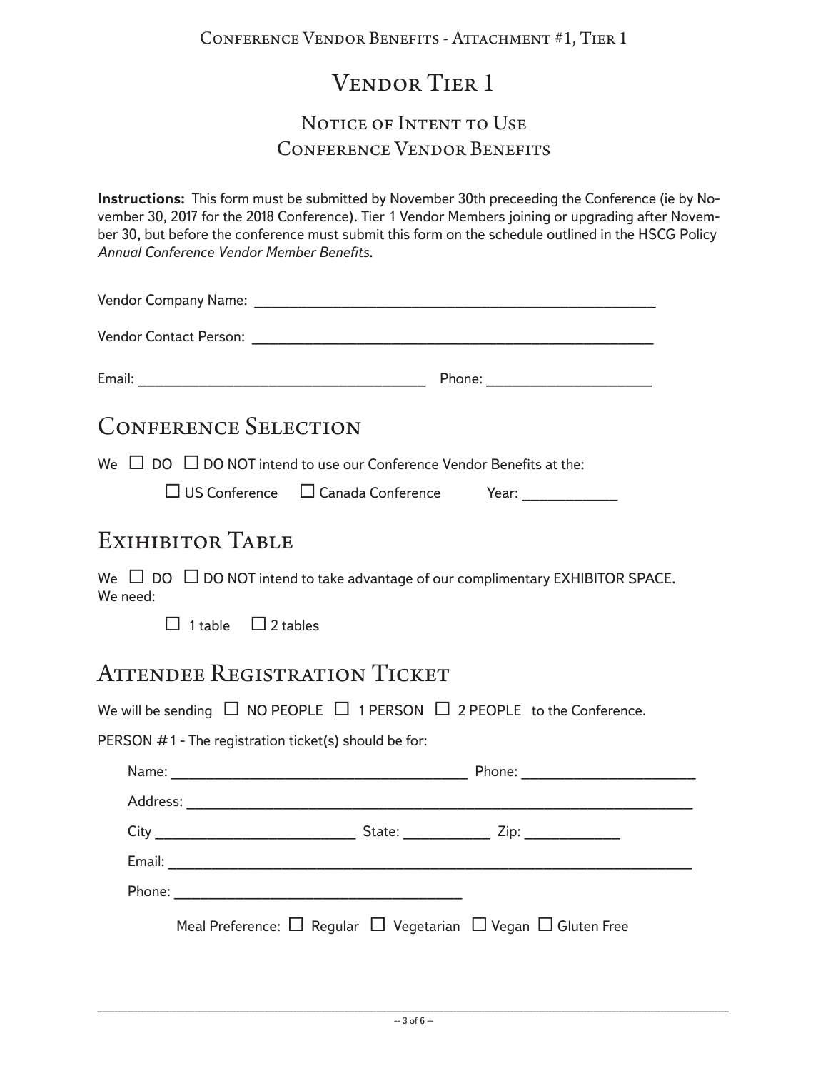# Vendor Tier 1

## Notice of Intent to Use Conference Vendor Benefits

**Instructions:** This form must be submitted by November 30th preceeding the Conference (ie by November 30, 2017 for the 2018 Conference). Tier 1 Vendor Members joining or upgrading after November 30, but before the conference must submit this form on the schedule outlined in the HSCG Policy *Annual Conference Vendor Member Benefits.*

Vendor Company Name: ______________________________________________

Vendor Contact Person: ______________________________________________

Email: ________________________________ Phone: __________________

## Conference Selection

We ☐ DO ☐ DO NOT intend to use our Conference Vendor Benefits at the:

☐ US Conference ☐ Canada Conference Year: ___________

## Exihibitor Table

We ☐ DO ☐ DO NOT intend to take advantage of our complimentary EXHIBITOR SPACE.
We need:

☐ 1 table ☐ 2 tables

## Attendee Registration Ticket

We will be sending ☐ NO PEOPLE ☐ 1 PERSON ☐ 2 PEOPLE to the Conference.

PERSON #1 - The registration ticket(s) should be for:

Name: ________________________________ Phone: ___________________

Address: _________________________________________________________

City ______________________ State: __________ Zip: ___________

Email: ___________________________________________________________

Phone: _________________________________

Meal Preference: ☐ Regular ☐ Vegetarian ☐ Vegan ☐ Gluten Free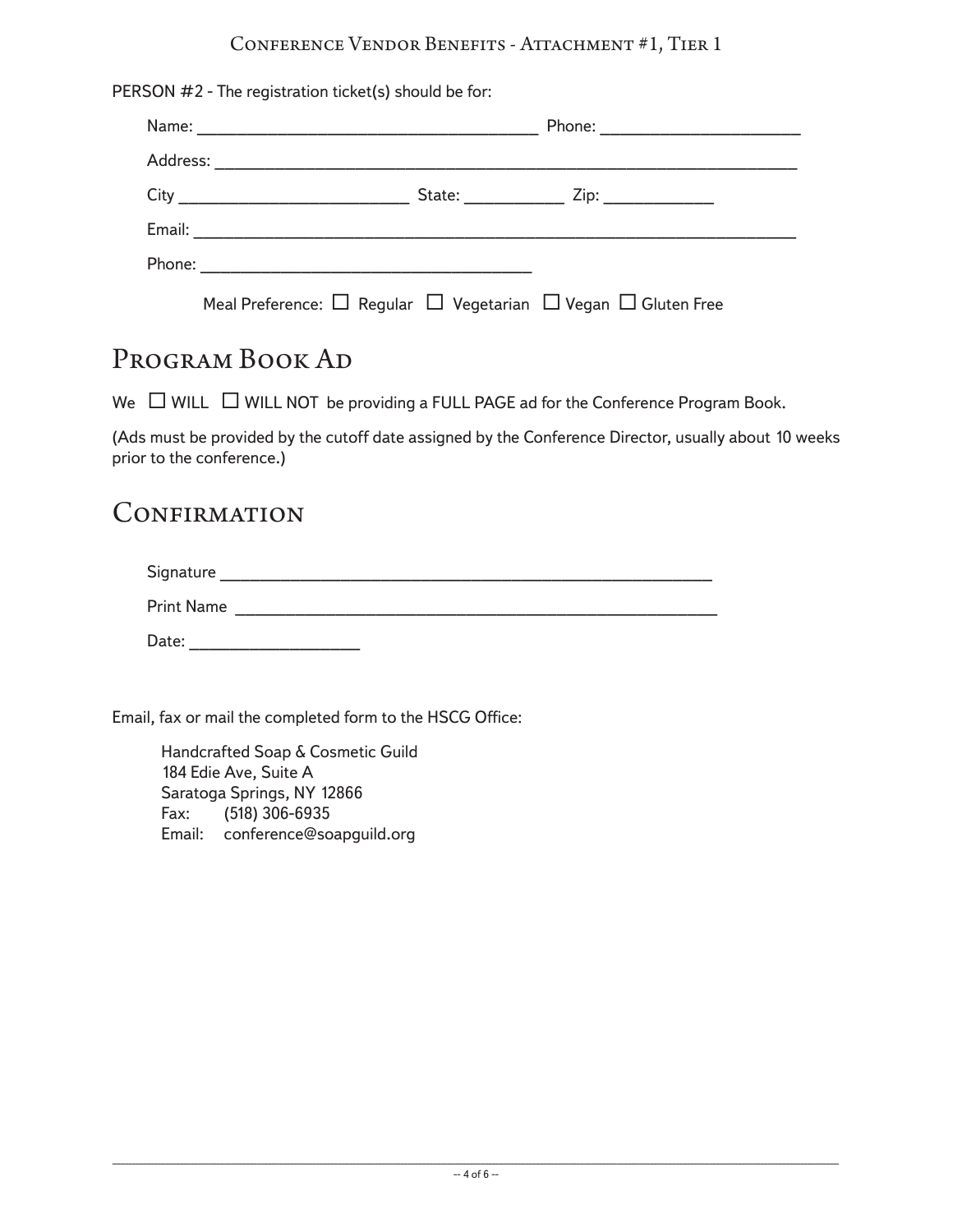PERSON #2 - The registration ticket(s) should be for:

Name: ______________________________ Phone: ____________________

Address: ______________________________________________________

City ____________________ State: __________ Zip: __________

Email: ________________________________________________________

Phone: ______________________________

Meal Preference: ☐ Regular ☐ Vegetarian ☐ Vegan ☐ Gluten Free

## Program Book Ad

We ☐ WILL ☐ WILL NOT be providing a FULL PAGE ad for the Conference Program Book.

(Ads must be provided by the cutoff date assigned by the Conference Director, usually about 10 weeks prior to the conference.)

## Confirmation

Signature ______________________________________________

Print Name ______________________________________________

Date: ________________

Email, fax or mail the completed form to the HSCG Office:

Handcrafted Soap & Cosmetic Guild  
184 Edie Ave, Suite A  
Saratoga Springs, NY 12866  
Fax: (518) 306-6935  
Email: conference@soapguild.org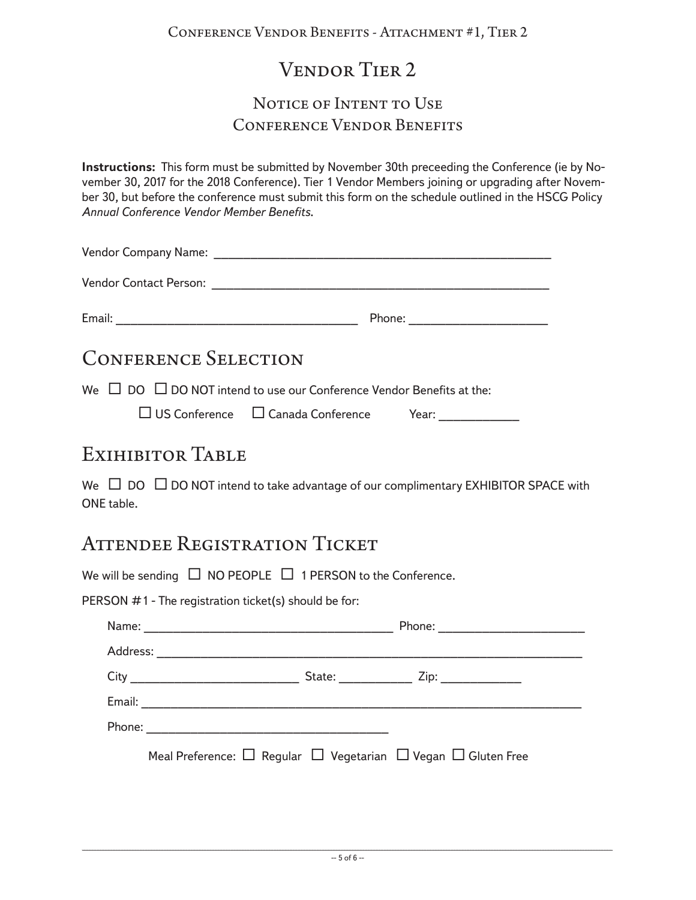# Vendor Tier 2

## Notice of Intent to Use
## Conference Vendor Benefits

**Instructions:** This form must be submitted by November 30th preceeding the Conference (ie by November 30, 2017 for the 2018 Conference). Tier 1 Vendor Members joining or upgrading after November 30, but before the conference must submit this form on the schedule outlined in the HSCG Policy *Annual Conference Vendor Member Benefits.*

Vendor Company Name: ______________________________________________

Vendor Contact Person: ______________________________________________

Email: ________________________________ Phone: ____________________

## Conference Selection

We ☐ DO ☐ DO NOT intend to use our Conference Vendor Benefits at the:

☐ US Conference ☐ Canada Conference Year: ___________

## Exihibitor Table

We ☐ DO ☐ DO NOT intend to take advantage of our complimentary EXHIBITOR SPACE with ONE table.

## Attendee Registration Ticket

We will be sending ☐ NO PEOPLE ☐ 1 PERSON to the Conference.

PERSON #1 - The registration ticket(s) should be for:

Name: ___________________________________ Phone: ____________________

Address: ______________________________________________________________

City ________________________ State: __________ Zip: ___________

Email: _______________________________________________________________

Phone: __________________________________

Meal Preference: ☐ Regular ☐ Vegetarian ☐ Vegan ☐ Gluten Free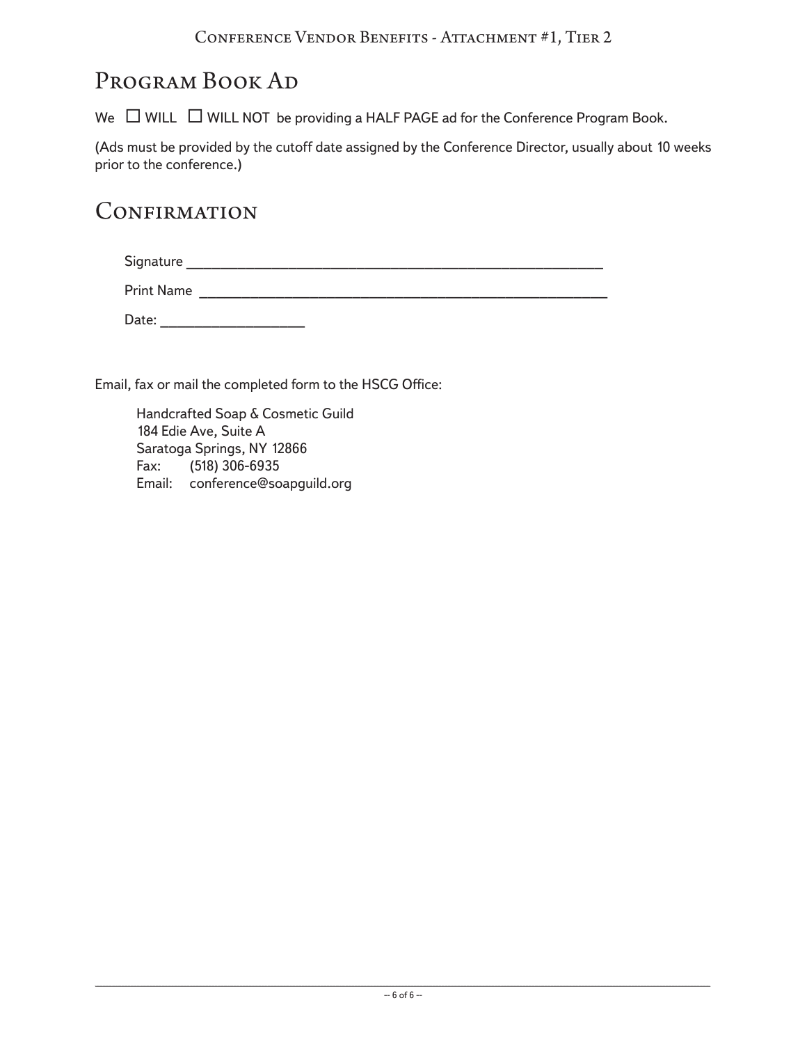## Program Book Ad

We ☐ WILL ☐ WILL NOT be providing a HALF PAGE ad for the Conference Program Book.

(Ads must be provided by the cutoff date assigned by the Conference Director, usually about 10 weeks prior to the conference.)

## Confirmation

Signature ____________________________________________________

Print Name ____________________________________________________

Date: ___________________

Email, fax or mail the completed form to the HSCG Office:

Handcrafted Soap & Cosmetic Guild
184 Edie Ave, Suite A
Saratoga Springs, NY 12866
Fax: (518) 306-6935
Email: conference@soapguild.org